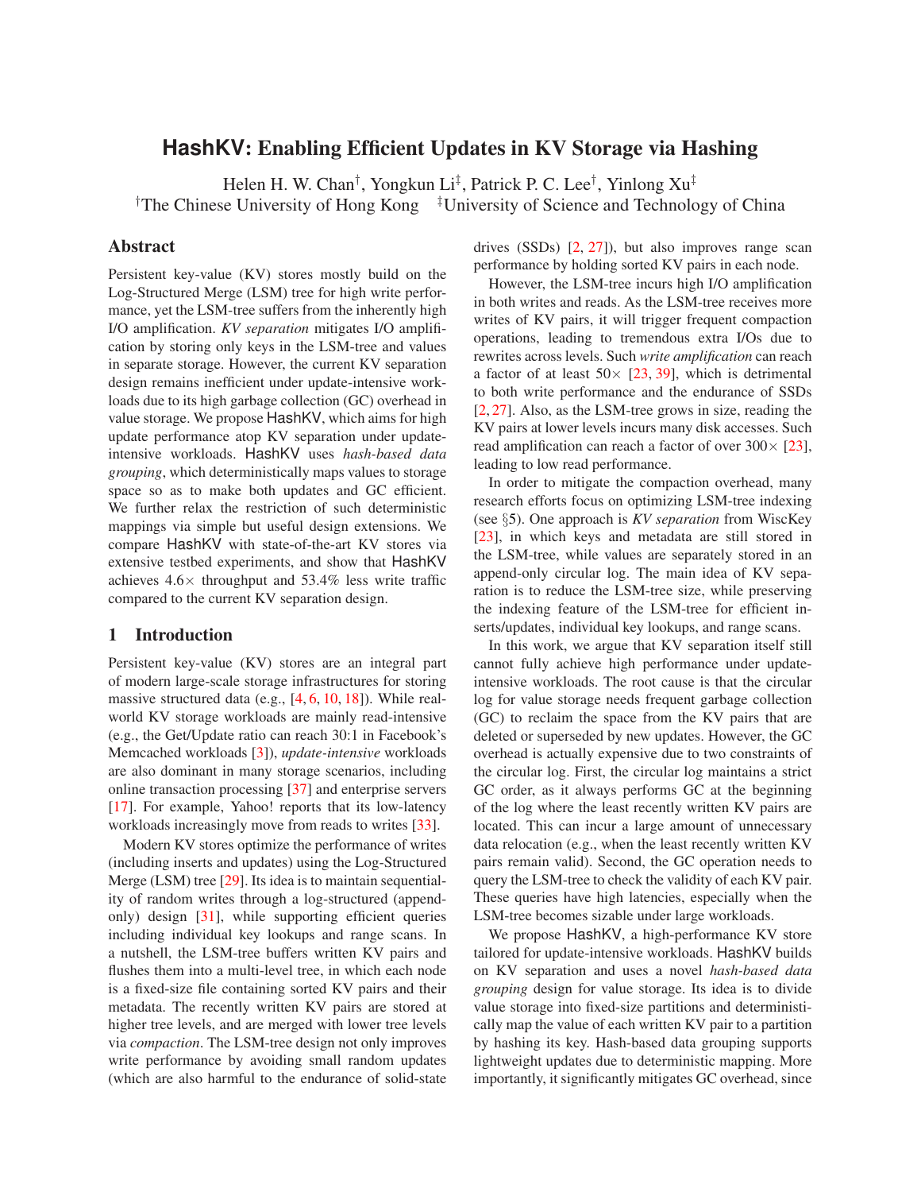# HashKV: Enabling Efficient Updates in KV Storage via Hashing

Helen H. W. Chan[†], Yongkun Li[‡], Patrick P. C. Lee[†], Yinlong Xu[‡]

[†]The Chinese University of Hong Kong [‡]University of Science and Technology of China

## Abstract

Persistent key-value (KV) stores mostly build on the Log-Structured Merge (LSM) tree for high write performance, yet the LSM-tree suffers from the inherently high I/O amplification. *KV separation* mitigates I/O amplification by storing only keys in the LSM-tree and values in separate storage. However, the current KV separation design remains inefficient under update-intensive workloads due to its high garbage collection (GC) overhead in value storage. We propose HashKV, which aims for high update performance atop KV separation under update-intensive workloads. HashKV uses *hash-based data grouping*, which deterministically maps values to storage space so as to make both updates and GC efficient. We further relax the restriction of such deterministic mappings via simple but useful design extensions. We compare HashKV with state-of-the-art KV stores via extensive testbed experiments, and show that HashKV achieves 4.6× throughput and 53.4% less write traffic compared to the current KV separation design.

## 1 Introduction

Persistent key-value (KV) stores are an integral part of modern large-scale storage infrastructures for storing massive structured data (e.g., [4, 6, 10, 18]). While real-world KV storage workloads are mainly read-intensive (e.g., the Get/Update ratio can reach 30:1 in Facebook's Memcached workloads [3]), *update-intensive* workloads are also dominant in many storage scenarios, including online transaction processing [37] and enterprise servers [17]. For example, Yahoo! reports that its low-latency workloads increasingly move from reads to writes [33].

Modern KV stores optimize the performance of writes (including inserts and updates) using the Log-Structured Merge (LSM) tree [29]. Its idea is to maintain sequentiality of random writes through a log-structured (append-only) design [31], while supporting efficient queries including individual key lookups and range scans. In a nutshell, the LSM-tree buffers written KV pairs and flushes them into a multi-level tree, in which each node is a fixed-size file containing sorted KV pairs and their metadata. The recently written KV pairs are stored at higher tree levels, and are merged with lower tree levels via *compaction*. The LSM-tree design not only improves write performance by avoiding small random updates (which are also harmful to the endurance of solid-state drives (SSDs) [2, 27]), but also improves range scan performance by holding sorted KV pairs in each node.

However, the LSM-tree incurs high I/O amplification in both writes and reads. As the LSM-tree receives more writes of KV pairs, it will trigger frequent compaction operations, leading to tremendous extra I/Os due to rewrites across levels. Such *write amplification* can reach a factor of at least 50× [23, 39], which is detrimental to both write performance and the endurance of SSDs [2, 27]. Also, as the LSM-tree grows in size, reading the KV pairs at lower levels incurs many disk accesses. Such read amplification can reach a factor of over 300× [23], leading to low read performance.

In order to mitigate the compaction overhead, many research efforts focus on optimizing LSM-tree indexing (see §5). One approach is *KV separation* from WiscKey [23], in which keys and metadata are still stored in the LSM-tree, while values are separately stored in an append-only circular log. The main idea of KV separation is to reduce the LSM-tree size, while preserving the indexing feature of the LSM-tree for efficient inserts/updates, individual key lookups, and range scans.

In this work, we argue that KV separation itself still cannot fully achieve high performance under update-intensive workloads. The root cause is that the circular log for value storage needs frequent garbage collection (GC) to reclaim the space from the KV pairs that are deleted or superseded by new updates. However, the GC overhead is actually expensive due to two constraints of the circular log. First, the circular log maintains a strict GC order, as it always performs GC at the beginning of the log where the least recently written KV pairs are located. This can incur a large amount of unnecessary data relocation (e.g., when the least recently written KV pairs remain valid). Second, the GC operation needs to query the LSM-tree to check the validity of each KV pair. These queries have high latencies, especially when the LSM-tree becomes sizable under large workloads.

We propose HashKV, a high-performance KV store tailored for update-intensive workloads. HashKV builds on KV separation and uses a novel *hash-based data grouping* design for value storage. Its idea is to divide value storage into fixed-size partitions and deterministically map the value of each written KV pair to a partition by hashing its key. Hash-based data grouping supports lightweight updates due to deterministic mapping. More importantly, it significantly mitigates GC overhead, since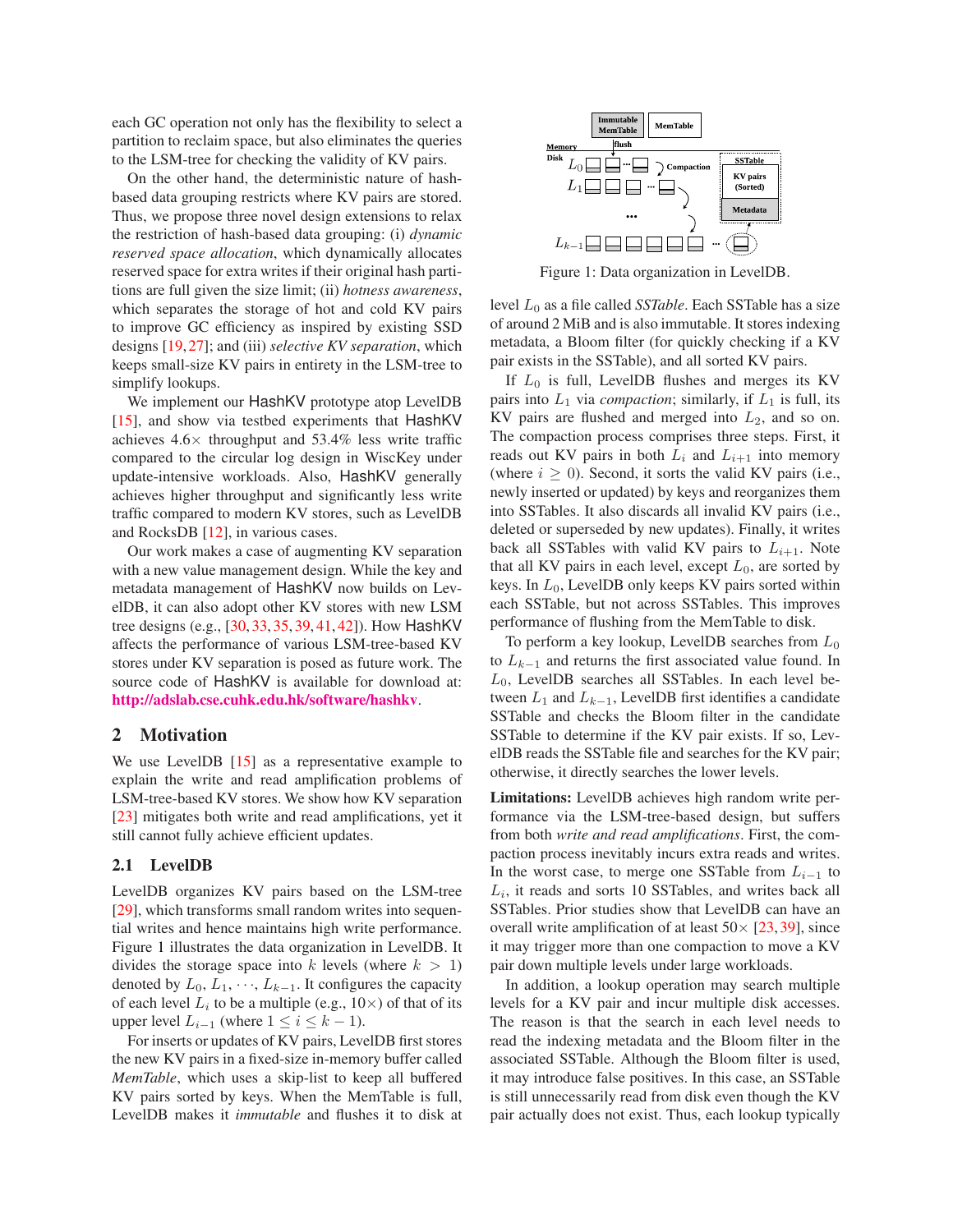each GC operation not only has the flexibility to select a partition to reclaim space, but also eliminates the queries to the LSM-tree for checking the validity of KV pairs.

On the other hand, the deterministic nature of hash-based data grouping restricts where KV pairs are stored. Thus, we propose three novel design extensions to relax the restriction of hash-based data grouping: (i) *dynamic reserved space allocation*, which dynamically allocates reserved space for extra writes if their original hash partitions are full given the size limit; (ii) *hotness awareness*, which separates the storage of hot and cold KV pairs to improve GC efficiency as inspired by existing SSD designs [19,27]; and (iii) *selective KV separation*, which keeps small-size KV pairs in entirety in the LSM-tree to simplify lookups.

We implement our HashKV prototype atop LevelDB [15], and show via testbed experiments that HashKV achieves 4.6× throughput and 53.4% less write traffic compared to the circular log design in WiscKey under update-intensive workloads. Also, HashKV generally achieves higher throughput and significantly less write traffic compared to modern KV stores, such as LevelDB and RocksDB [12], in various cases.

Our work makes a case of augmenting KV separation with a new value management design. While the key and metadata management of HashKV now builds on LevelDB, it can also adopt other KV stores with new LSM tree designs (e.g., [30,33,35,39,41,42]). How HashKV affects the performance of various LSM-tree-based KV stores under KV separation is posed as future work. The source code of HashKV is available for download at: **http://adslab.cse.cuhk.edu.hk/software/hashkv**.

## 2 Motivation

We use LevelDB [15] as a representative example to explain the write and read amplification problems of LSM-tree-based KV stores. We show how KV separation [23] mitigates both write and read amplifications, yet it still cannot fully achieve efficient updates.

### 2.1 LevelDB

LevelDB organizes KV pairs based on the LSM-tree [29], which transforms small random writes into sequential writes and hence maintains high write performance. Figure 1 illustrates the data organization in LevelDB. It divides the storage space into $k$ levels (where $k > 1$) denoted by $L_0, L_1, \cdots, L_{k-1}$. It configures the capacity of each level $L_i$ to be a multiple (e.g., 10×) of that of its upper level $L_{i-1}$ (where $1 \leq i \leq k-1$).

For inserts or updates of KV pairs, LevelDB first stores the new KV pairs in a fixed-size in-memory buffer called *MemTable*, which uses a skip-list to keep all buffered KV pairs sorted by keys. When the MemTable is full, LevelDB makes it *immutable* and flushes it to disk at level $L_0$ as a file called *SSTable*. Each SSTable has a size of around 2 MiB and is also immutable. It stores indexing metadata, a Bloom filter (for quickly checking if a KV pair exists in the SSTable), and all sorted KV pairs.

Immutable MemTable
MemTable
flush
Memory
Disk
$L_0$
$L_1$
$L_{k-1}$
Compaction
SSTable
KV pairs (Sorted)
Metadata

Figure 1: Data organization in LevelDB.

If $L_0$ is full, LevelDB flushes and merges its KV pairs into $L_1$ via *compaction*; similarly, if $L_1$ is full, its KV pairs are flushed and merged into $L_2$, and so on. The compaction process comprises three steps. First, it reads out KV pairs in both $L_i$ and $L_{i+1}$ into memory (where $i \geq 0$). Second, it sorts the valid KV pairs (i.e., newly inserted or updated) by keys and reorganizes them into SSTables. It also discards all invalid KV pairs (i.e., deleted or superseded by new updates). Finally, it writes back all SSTables with valid KV pairs to $L_{i+1}$. Note that all KV pairs in each level, except $L_0$, are sorted by keys. In $L_0$, LevelDB only keeps KV pairs sorted within each SSTable, but not across SSTables. This improves performance of flushing from the MemTable to disk.

To perform a key lookup, LevelDB searches from $L_0$ to $L_{k-1}$ and returns the first associated value found. In $L_0$, LevelDB searches all SSTables. In each level between $L_1$ and $L_{k-1}$, LevelDB first identifies a candidate SSTable and checks the Bloom filter in the candidate SSTable to determine if the KV pair exists. If so, LevelDB reads the SSTable file and searches for the KV pair; otherwise, it directly searches the lower levels.

**Limitations:** LevelDB achieves high random write performance via the LSM-tree-based design, but suffers from both *write and read amplifications*. First, the compaction process inevitably incurs extra reads and writes. In the worst case, to merge one SSTable from $L_{i-1}$ to $L_i$, it reads and sorts 10 SSTables, and writes back all SSTables. Prior studies show that LevelDB can have an overall write amplification of at least 50× [23,39], since it may trigger more than one compaction to move a KV pair down multiple levels under large workloads.

In addition, a lookup operation may search multiple levels for a KV pair and incur multiple disk accesses. The reason is that the search in each level needs to read the indexing metadata and the Bloom filter in the associated SSTable. Although the Bloom filter is used, it may introduce false positives. In this case, an SSTable is still unnecessarily read from disk even though the KV pair actually does not exist. Thus, each lookup typically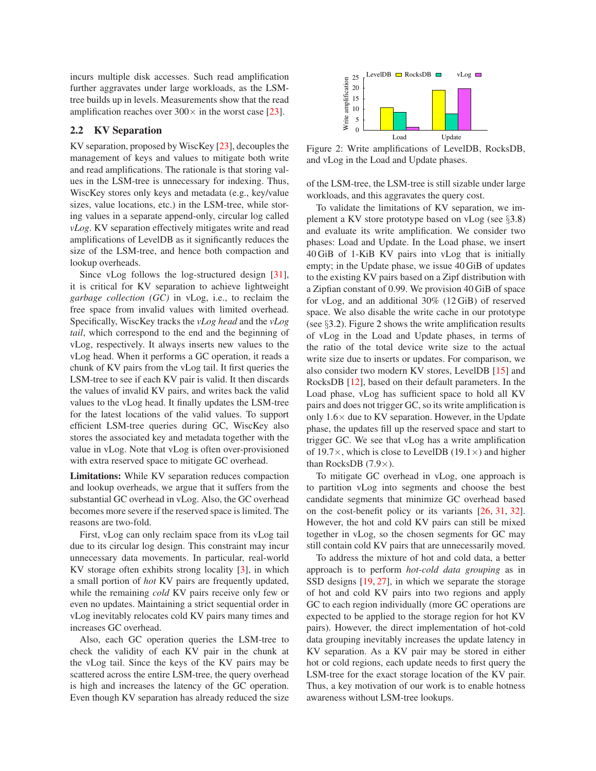incurs multiple disk accesses. Such read amplification further aggravates under large workloads, as the LSM-tree builds up in levels. Measurements show that the read amplification reaches over 300× in the worst case [23].

## 2.2 KV Separation

KV separation, proposed by WiscKey [23], decouples the management of keys and values to mitigate both write and read amplifications. The rationale is that storing values in the LSM-tree is unnecessary for indexing. Thus, WiscKey stores only keys and metadata (e.g., key/value sizes, value locations, etc.) in the LSM-tree, while storing values in a separate append-only, circular log called *vLog*. KV separation effectively mitigates write and read amplifications of LevelDB as it significantly reduces the size of the LSM-tree, and hence both compaction and lookup overheads.

Since vLog follows the log-structured design [31], it is critical for KV separation to achieve lightweight *garbage collection (GC)* in vLog, i.e., to reclaim the free space from invalid values with limited overhead. Specifically, WiscKey tracks the *vLog head* and the *vLog tail*, which correspond to the end and the beginning of vLog, respectively. It always inserts new values to the vLog head. When it performs a GC operation, it reads a chunk of KV pairs from the vLog tail. It first queries the LSM-tree to see if each KV pair is valid. It then discards the values of invalid KV pairs, and writes back the valid values to the vLog head. It finally updates the LSM-tree for the latest locations of the valid values. To support efficient LSM-tree queries during GC, WiscKey also stores the associated key and metadata together with the value in vLog. Note that vLog is often over-provisioned with extra reserved space to mitigate GC overhead.

**Limitations:** While KV separation reduces compaction and lookup overheads, we argue that it suffers from the substantial GC overhead in vLog. Also, the GC overhead becomes more severe if the reserved space is limited. The reasons are two-fold.

First, vLog can only reclaim space from its vLog tail due to its circular log design. This constraint may incur unnecessary data movements. In particular, real-world KV storage often exhibits strong locality [3], in which a small portion of *hot* KV pairs are frequently updated, while the remaining *cold* KV pairs receive only few or even no updates. Maintaining a strict sequential order in vLog inevitably relocates cold KV pairs many times and increases GC overhead.

Also, each GC operation queries the LSM-tree to check the validity of each KV pair in the chunk at the vLog tail. Since the keys of the KV pairs may be scattered across the entire LSM-tree, the query overhead is high and increases the latency of the GC operation. Even though KV separation has already reduced the size of the LSM-tree, the LSM-tree is still sizable under large workloads, and this aggravates the query cost.

LevelDB
RocksDB
vLog
Write amplification
25
20
15
10
5
0
Load
Update

Figure 2: Write amplifications of LevelDB, RocksDB, and vLog in the Load and Update phases.

To validate the limitations of KV separation, we implement a KV store prototype based on vLog (see §3.8) and evaluate its write amplification. We consider two phases: Load and Update. In the Load phase, we insert 40 GiB of 1-KiB KV pairs into vLog that is initially empty; in the Update phase, we issue 40 GiB of updates to the existing KV pairs based on a Zipf distribution with a Zipfian constant of 0.99. We provision 40 GiB of space for vLog, and an additional 30% (12 GiB) of reserved space. We also disable the write cache in our prototype (see §3.2). Figure 2 shows the write amplification results of vLog in the Load and Update phases, in terms of the ratio of the total device write size to the actual write size due to inserts or updates. For comparison, we also consider two modern KV stores, LevelDB [15] and RocksDB [12], based on their default parameters. In the Load phase, vLog has sufficient space to hold all KV pairs and does not trigger GC, so its write amplification is only 1.6× due to KV separation. However, in the Update phase, the updates fill up the reserved space and start to trigger GC. We see that vLog has a write amplification of 19.7×, which is close to LevelDB (19.1×) and higher than RocksDB (7.9×).

To mitigate GC overhead in vLog, one approach is to partition vLog into segments and choose the best candidate segments that minimize GC overhead based on the cost-benefit policy or its variants [26, 31, 32]. However, the hot and cold KV pairs can still be mixed together in vLog, so the chosen segments for GC may still contain cold KV pairs that are unnecessarily moved.

To address the mixture of hot and cold data, a better approach is to perform *hot-cold data grouping* as in SSD designs [19, 27], in which we separate the storage of hot and cold KV pairs into two regions and apply GC to each region individually (more GC operations are expected to be applied to the storage region for hot KV pairs). However, the direct implementation of hot-cold data grouping inevitably increases the update latency in KV separation. As a KV pair may be stored in either hot or cold regions, each update needs to first query the LSM-tree for the exact storage location of the KV pair. Thus, a key motivation of our work is to enable hotness awareness without LSM-tree lookups.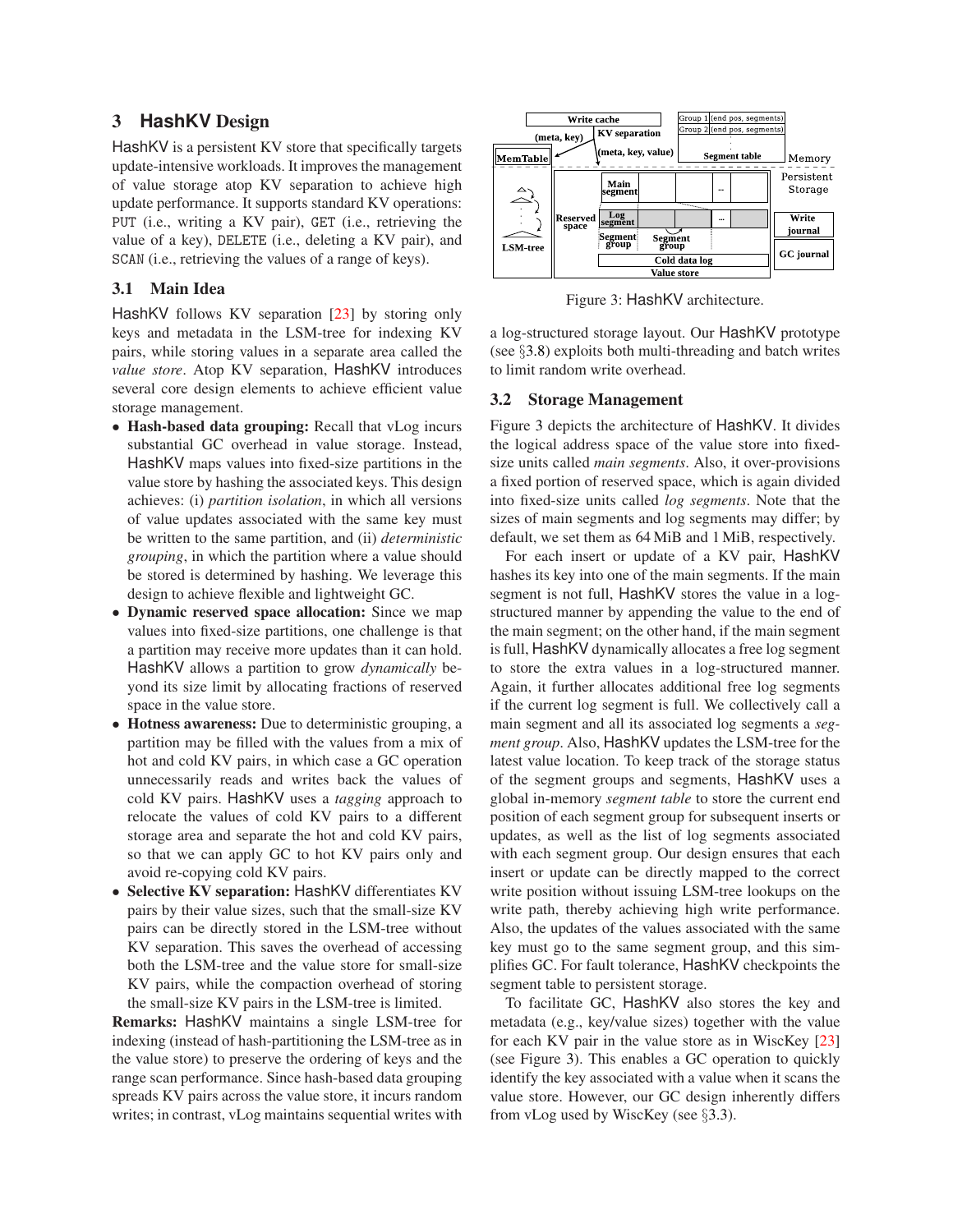## 3 HashKV Design

HashKV is a persistent KV store that specifically targets update-intensive workloads. It improves the management of value storage atop KV separation to achieve high update performance. It supports standard KV operations: PUT (i.e., writing a KV pair), GET (i.e., retrieving the value of a key), DELETE (i.e., deleting a KV pair), and SCAN (i.e., retrieving the values of a range of keys).

### 3.1 Main Idea

HashKV follows KV separation [23] by storing only keys and metadata in the LSM-tree for indexing KV pairs, while storing values in a separate area called the *value store*. Atop KV separation, HashKV introduces several core design elements to achieve efficient value storage management.

- **Hash-based data grouping:** Recall that vLog incurs substantial GC overhead in value storage. Instead, HashKV maps values into fixed-size partitions in the value store by hashing the associated keys. This design achieves: (i) *partition isolation*, in which all versions of value updates associated with the same key must be written to the same partition, and (ii) *deterministic grouping*, in which the partition where a value should be stored is determined by hashing. We leverage this design to achieve flexible and lightweight GC.
- **Dynamic reserved space allocation:** Since we map values into fixed-size partitions, one challenge is that a partition may receive more updates than it can hold. HashKV allows a partition to grow *dynamically* beyond its size limit by allocating fractions of reserved space in the value store.
- **Hotness awareness:** Due to deterministic grouping, a partition may be filled with the values from a mix of hot and cold KV pairs, in which case a GC operation unnecessarily reads and writes back the values of cold KV pairs. HashKV uses a *tagging* approach to relocate the values of cold KV pairs to a different storage area and separate the hot and cold KV pairs, so that we can apply GC to hot KV pairs only and avoid re-copying cold KV pairs.
- **Selective KV separation:** HashKV differentiates KV pairs by their value sizes, such that the small-size KV pairs can be directly stored in the LSM-tree without KV separation. This saves the overhead of accessing both the LSM-tree and the value store for small-size KV pairs, while the compaction overhead of storing the small-size KV pairs in the LSM-tree is limited.

**Remarks:** HashKV maintains a single LSM-tree for indexing (instead of hash-partitioning the LSM-tree as in the value store) to preserve the ordering of keys and the range scan performance. Since hash-based data grouping spreads KV pairs across the value store, it incurs random writes; in contrast, vLog maintains sequential writes with a log-structured storage layout. Our HashKV prototype (see §3.8) exploits both multi-threading and batch writes to limit random write overhead.

Write cache
(meta, key)
KV separation
(meta, key, value)
MemTable
Group 1 (end pos, segments)
Group 2 (end pos, segments)
Segment table
Memory
Persistent Storage
LSM-tree
Reserved space
Main segment
Log segment
Segment group
Segment group
Cold data log
Value store
Write journal
GC journal

Figure 3: HashKV architecture.

### 3.2 Storage Management

Figure 3 depicts the architecture of HashKV. It divides the logical address space of the value store into fixed-size units called *main segments*. Also, it over-provisions a fixed portion of reserved space, which is again divided into fixed-size units called *log segments*. Note that the sizes of main segments and log segments may differ; by default, we set them as 64 MiB and 1 MiB, respectively.

For each insert or update of a KV pair, HashKV hashes its key into one of the main segments. If the main segment is not full, HashKV stores the value in a log-structured manner by appending the value to the end of the main segment; on the other hand, if the main segment is full, HashKV dynamically allocates a free log segment to store the extra values in a log-structured manner. Again, it further allocates additional free log segments if the current log segment is full. We collectively call a main segment and all its associated log segments a *segment group*. Also, HashKV updates the LSM-tree for the latest value location. To keep track of the storage status of the segment groups and segments, HashKV uses a global in-memory *segment table* to store the current end position of each segment group for subsequent inserts or updates, as well as the list of log segments associated with each segment group. Our design ensures that each insert or update can be directly mapped to the correct write position without issuing LSM-tree lookups on the write path, thereby achieving high write performance. Also, the updates of the values associated with the same key must go to the same segment group, and this simplifies GC. For fault tolerance, HashKV checkpoints the segment table to persistent storage.

To facilitate GC, HashKV also stores the key and metadata (e.g., key/value sizes) together with the value for each KV pair in the value store as in WiscKey [23] (see Figure 3). This enables a GC operation to quickly identify the key associated with a value when it scans the value store. However, our GC design inherently differs from vLog used by WiscKey (see §3.3).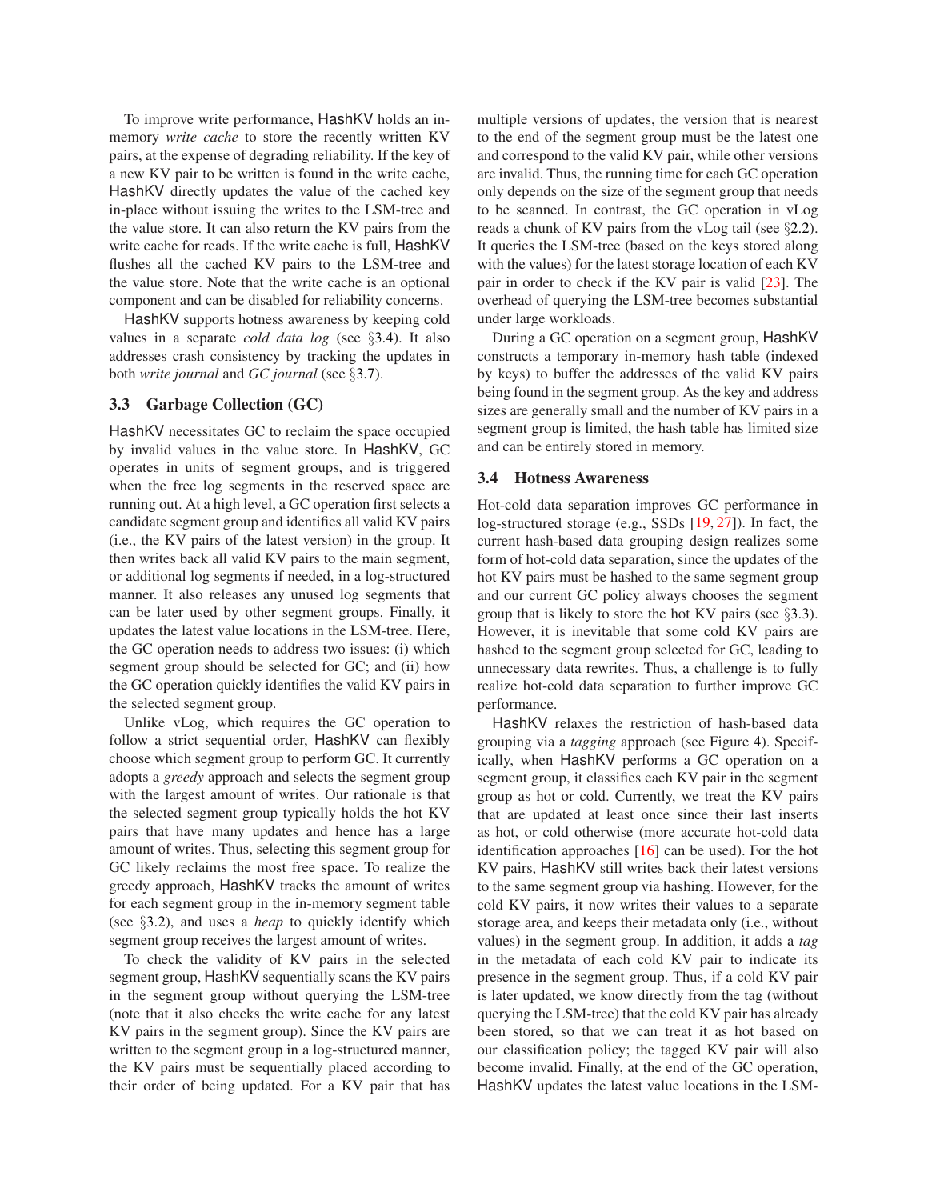To improve write performance, HashKV holds an in-memory *write cache* to store the recently written KV pairs, at the expense of degrading reliability. If the key of a new KV pair to be written is found in the write cache, HashKV directly updates the value of the cached key in-place without issuing the writes to the LSM-tree and the value store. It can also return the KV pairs from the write cache for reads. If the write cache is full, HashKV flushes all the cached KV pairs to the LSM-tree and the value store. Note that the write cache is an optional component and can be disabled for reliability concerns.

HashKV supports hotness awareness by keeping cold values in a separate *cold data log* (see §3.4). It also addresses crash consistency by tracking the updates in both *write journal* and *GC journal* (see §3.7).

### 3.3 Garbage Collection (GC)

HashKV necessitates GC to reclaim the space occupied by invalid values in the value store. In HashKV, GC operates in units of segment groups, and is triggered when the free log segments in the reserved space are running out. At a high level, a GC operation first selects a candidate segment group and identifies all valid KV pairs (i.e., the KV pairs of the latest version) in the group. It then writes back all valid KV pairs to the main segment, or additional log segments if needed, in a log-structured manner. It also releases any unused log segments that can be later used by other segment groups. Finally, it updates the latest value locations in the LSM-tree. Here, the GC operation needs to address two issues: (i) which segment group should be selected for GC; and (ii) how the GC operation quickly identifies the valid KV pairs in the selected segment group.

Unlike vLog, which requires the GC operation to follow a strict sequential order, HashKV can flexibly choose which segment group to perform GC. It currently adopts a *greedy* approach and selects the segment group with the largest amount of writes. Our rationale is that the selected segment group typically holds the hot KV pairs that have many updates and hence has a large amount of writes. Thus, selecting this segment group for GC likely reclaims the most free space. To realize the greedy approach, HashKV tracks the amount of writes for each segment group in the in-memory segment table (see §3.2), and uses a *heap* to quickly identify which segment group receives the largest amount of writes.

To check the validity of KV pairs in the selected segment group, HashKV sequentially scans the KV pairs in the segment group without querying the LSM-tree (note that it also checks the write cache for any latest KV pairs in the segment group). Since the KV pairs are written to the segment group in a log-structured manner, the KV pairs must be sequentially placed according to their order of being updated. For a KV pair that has multiple versions of updates, the version that is nearest to the end of the segment group must be the latest one and correspond to the valid KV pair, while other versions are invalid. Thus, the running time for each GC operation only depends on the size of the segment group that needs to be scanned. In contrast, the GC operation in vLog reads a chunk of KV pairs from the vLog tail (see §2.2). It queries the LSM-tree (based on the keys stored along with the values) for the latest storage location of each KV pair in order to check if the KV pair is valid [23]. The overhead of querying the LSM-tree becomes substantial under large workloads.

During a GC operation on a segment group, HashKV constructs a temporary in-memory hash table (indexed by keys) to buffer the addresses of the valid KV pairs being found in the segment group. As the key and address sizes are generally small and the number of KV pairs in a segment group is limited, the hash table has limited size and can be entirely stored in memory.

### 3.4 Hotness Awareness

Hot-cold data separation improves GC performance in log-structured storage (e.g., SSDs [19, 27]). In fact, the current hash-based data grouping design realizes some form of hot-cold data separation, since the updates of the hot KV pairs must be hashed to the same segment group and our current GC policy always chooses the segment group that is likely to store the hot KV pairs (see §3.3). However, it is inevitable that some cold KV pairs are hashed to the segment group selected for GC, leading to unnecessary data rewrites. Thus, a challenge is to fully realize hot-cold data separation to further improve GC performance.

HashKV relaxes the restriction of hash-based data grouping via a *tagging* approach (see Figure 4). Specifically, when HashKV performs a GC operation on a segment group, it classifies each KV pair in the segment group as hot or cold. Currently, we treat the KV pairs that are updated at least once since their last inserts as hot, or cold otherwise (more accurate hot-cold data identification approaches [16] can be used). For the hot KV pairs, HashKV still writes back their latest versions to the same segment group via hashing. However, for the cold KV pairs, it now writes their values to a separate storage area, and keeps their metadata only (i.e., without values) in the segment group. In addition, it adds a *tag* in the metadata of each cold KV pair to indicate its presence in the segment group. Thus, if a cold KV pair is later updated, we know directly from the tag (without querying the LSM-tree) that the cold KV pair has already been stored, so that we can treat it as hot based on our classification policy; the tagged KV pair will also become invalid. Finally, at the end of the GC operation, HashKV updates the latest value locations in the LSM-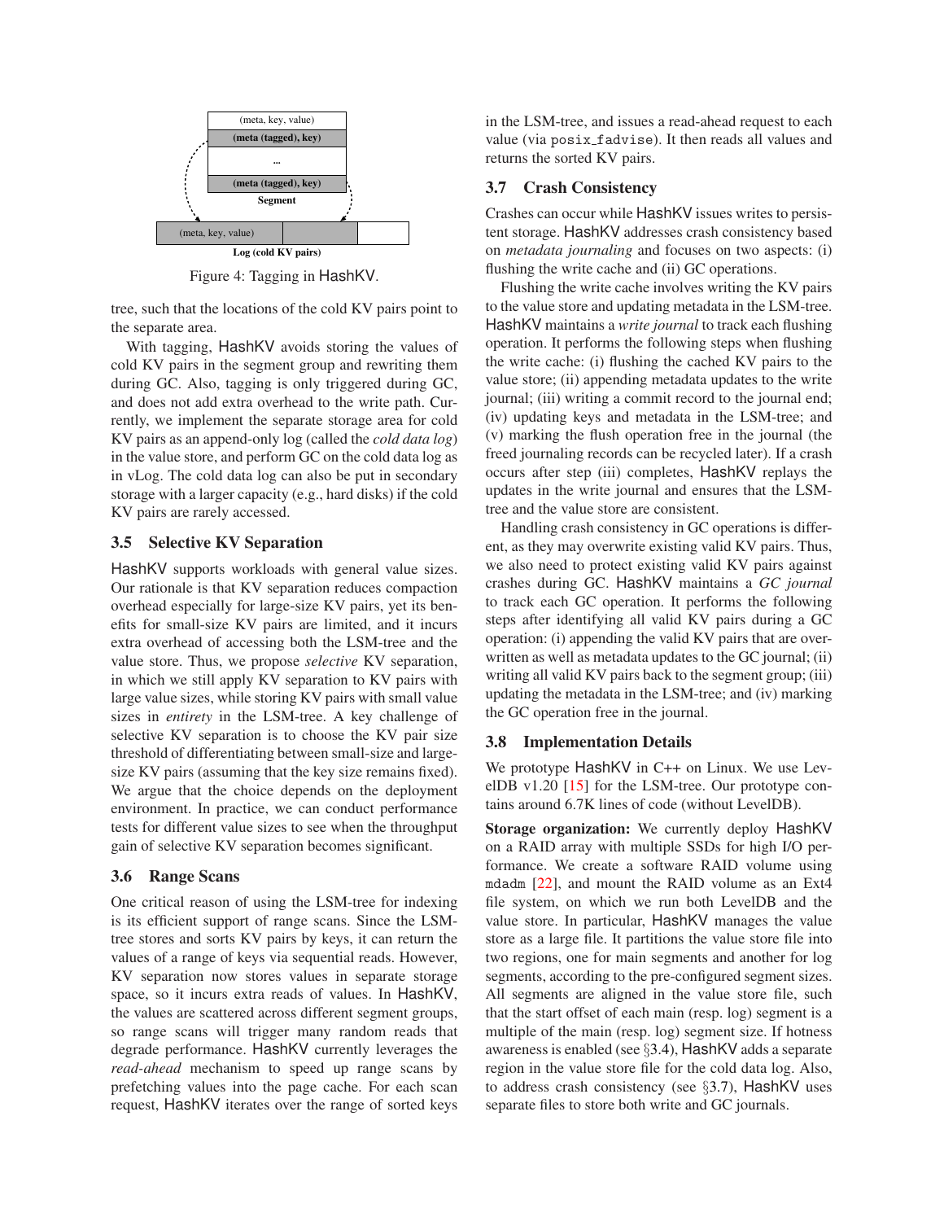(meta, key, value)
(meta (tagged), key)
...
(meta (tagged), key)
Segment
(meta, key, value)
Log (cold KV pairs)

Figure 4: Tagging in HashKV.

tree, such that the locations of the cold KV pairs point to the separate area.

With tagging, HashKV avoids storing the values of cold KV pairs in the segment group and rewriting them during GC. Also, tagging is only triggered during GC, and does not add extra overhead to the write path. Currently, we implement the separate storage area for cold KV pairs as an append-only log (called the *cold data log*) in the value store, and perform GC on the cold data log as in vLog. The cold data log can also be put in secondary storage with a larger capacity (e.g., hard disks) if the cold KV pairs are rarely accessed.

### 3.5 Selective KV Separation

HashKV supports workloads with general value sizes. Our rationale is that KV separation reduces compaction overhead especially for large-size KV pairs, yet its benefits for small-size KV pairs are limited, and it incurs extra overhead of accessing both the LSM-tree and the value store. Thus, we propose *selective* KV separation, in which we still apply KV separation to KV pairs with large value sizes, while storing KV pairs with small value sizes in *entirety* in the LSM-tree. A key challenge of selective KV separation is to choose the KV pair size threshold of differentiating between small-size and large-size KV pairs (assuming that the key size remains fixed). We argue that the choice depends on the deployment environment. In practice, we can conduct performance tests for different value sizes to see when the throughput gain of selective KV separation becomes significant.

### 3.6 Range Scans

One critical reason of using the LSM-tree for indexing is its efficient support of range scans. Since the LSM-tree stores and sorts KV pairs by keys, it can return the values of a range of keys via sequential reads. However, KV separation now stores values in separate storage space, so it incurs extra reads of values. In HashKV, the values are scattered across different segment groups, so range scans will trigger many random reads that degrade performance. HashKV currently leverages the *read-ahead* mechanism to speed up range scans by prefetching values into the page cache. For each scan request, HashKV iterates over the range of sorted keys in the LSM-tree, and issues a read-ahead request to each value (via `posix_fadvise`). It then reads all values and returns the sorted KV pairs.

### 3.7 Crash Consistency

Crashes can occur while HashKV issues writes to persistent storage. HashKV addresses crash consistency based on *metadata journaling* and focuses on two aspects: (i) flushing the write cache and (ii) GC operations.

Flushing the write cache involves writing the KV pairs to the value store and updating metadata in the LSM-tree. HashKV maintains a *write journal* to track each flushing operation. It performs the following steps when flushing the write cache: (i) flushing the cached KV pairs to the value store; (ii) appending metadata updates to the write journal; (iii) writing a commit record to the journal end; (iv) updating keys and metadata in the LSM-tree; and (v) marking the flush operation free in the journal (the freed journaling records can be recycled later). If a crash occurs after step (iii) completes, HashKV replays the updates in the write journal and ensures that the LSM-tree and the value store are consistent.

Handling crash consistency in GC operations is different, as they may overwrite existing valid KV pairs. Thus, we also need to protect existing valid KV pairs against crashes during GC. HashKV maintains a *GC journal* to track each GC operation. It performs the following steps after identifying all valid KV pairs during a GC operation: (i) appending the valid KV pairs that are overwritten as well as metadata updates to the GC journal; (ii) writing all valid KV pairs back to the segment group; (iii) updating the metadata in the LSM-tree; and (iv) marking the GC operation free in the journal.

### 3.8 Implementation Details

We prototype HashKV in C++ on Linux. We use LevelDB v1.20 [15] for the LSM-tree. Our prototype contains around 6.7K lines of code (without LevelDB).

**Storage organization:** We currently deploy HashKV on a RAID array with multiple SSDs for high I/O performance. We create a software RAID volume using `mdadm` [22], and mount the RAID volume as an Ext4 file system, on which we run both LevelDB and the value store. In particular, HashKV manages the value store as a large file. It partitions the value store file into two regions, one for main segments and another for log segments, according to the pre-configured segment sizes. All segments are aligned in the value store file, such that the start offset of each main (resp. log) segment is a multiple of the main (resp. log) segment size. If hotness awareness is enabled (see §3.4), HashKV adds a separate region in the value store file for the cold data log. Also, to address crash consistency (see §3.7), HashKV uses separate files to store both write and GC journals.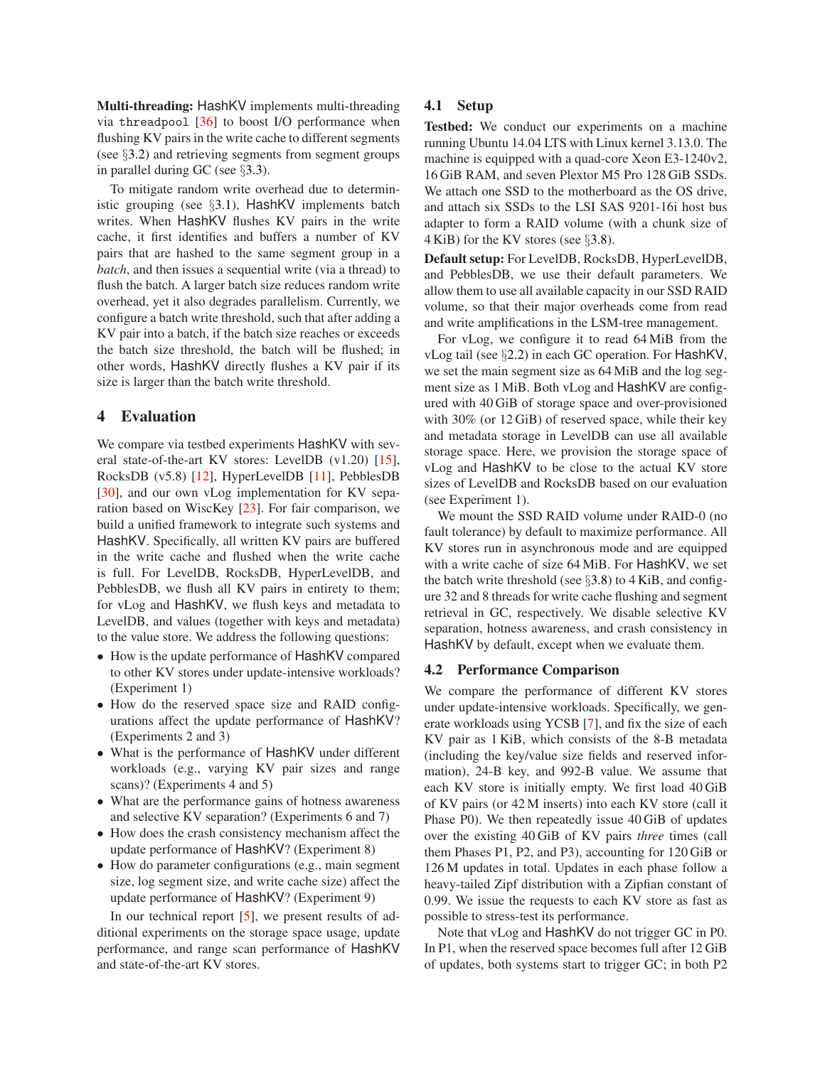**Multi-threading:** HashKV implements multi-threading via `threadpool` [36] to boost I/O performance when flushing KV pairs in the write cache to different segments (see §3.2) and retrieving segments from segment groups in parallel during GC (see §3.3).

To mitigate random write overhead due to deterministic grouping (see §3.1), HashKV implements batch writes. When HashKV flushes KV pairs in the write cache, it first identifies and buffers a number of KV pairs that are hashed to the same segment group in a *batch*, and then issues a sequential write (via a thread) to flush the batch. A larger batch size reduces random write overhead, yet it also degrades parallelism. Currently, we configure a batch write threshold, such that after adding a KV pair into a batch, if the batch size reaches or exceeds the batch size threshold, the batch will be flushed; in other words, HashKV directly flushes a KV pair if its size is larger than the batch write threshold.

## 4 Evaluation

We compare via testbed experiments HashKV with several state-of-the-art KV stores: LevelDB (v1.20) [15], RocksDB (v5.8) [12], HyperLevelDB [11], PebblesDB [30], and our own vLog implementation for KV separation based on WiscKey [23]. For fair comparison, we build a unified framework to integrate such systems and HashKV. Specifically, all written KV pairs are buffered in the write cache and flushed when the write cache is full. For LevelDB, RocksDB, HyperLevelDB, and PebblesDB, we flush all KV pairs in entirety to them; for vLog and HashKV, we flush keys and metadata to LevelDB, and values (together with keys and metadata) to the value store. We address the following questions:

- How is the update performance of HashKV compared to other KV stores under update-intensive workloads? (Experiment 1)
- How do the reserved space size and RAID configurations affect the update performance of HashKV? (Experiments 2 and 3)
- What is the performance of HashKV under different workloads (e.g., varying KV pair sizes and range scans)? (Experiments 4 and 5)
- What are the performance gains of hotness awareness and selective KV separation? (Experiments 6 and 7)
- How does the crash consistency mechanism affect the update performance of HashKV? (Experiment 8)
- How do parameter configurations (e.g., main segment size, log segment size, and write cache size) affect the update performance of HashKV? (Experiment 9)

In our technical report [5], we present results of additional experiments on the storage space usage, update performance, and range scan performance of HashKV and state-of-the-art KV stores.

### 4.1 Setup

**Testbed:** We conduct our experiments on a machine running Ubuntu 14.04 LTS with Linux kernel 3.13.0. The machine is equipped with a quad-core Xeon E3-1240v2, 16 GiB RAM, and seven Plextor M5 Pro 128 GiB SSDs. We attach one SSD to the motherboard as the OS drive, and attach six SSDs to the LSI SAS 9201-16i host bus adapter to form a RAID volume (with a chunk size of 4 KiB) for the KV stores (see §3.8).

**Default setup:** For LevelDB, RocksDB, HyperLevelDB, and PebblesDB, we use their default parameters. We allow them to use all available capacity in our SSD RAID volume, so that their major overheads come from read and write amplifications in the LSM-tree management.

For vLog, we configure it to read 64 MiB from the vLog tail (see §2.2) in each GC operation. For HashKV, we set the main segment size as 64 MiB and the log segment size as 1 MiB. Both vLog and HashKV are configured with 40 GiB of storage space and over-provisioned with 30% (or 12 GiB) of reserved space, while their key and metadata storage in LevelDB can use all available storage space. Here, we provision the storage space of vLog and HashKV to be close to the actual KV store sizes of LevelDB and RocksDB based on our evaluation (see Experiment 1).

We mount the SSD RAID volume under RAID-0 (no fault tolerance) by default to maximize performance. All KV stores run in asynchronous mode and are equipped with a write cache of size 64 MiB. For HashKV, we set the batch write threshold (see §3.8) to 4 KiB, and configure 32 and 8 threads for write cache flushing and segment retrieval in GC, respectively. We disable selective KV separation, hotness awareness, and crash consistency in HashKV by default, except when we evaluate them.

### 4.2 Performance Comparison

We compare the performance of different KV stores under update-intensive workloads. Specifically, we generate workloads using YCSB [7], and fix the size of each KV pair as 1 KiB, which consists of the 8-B metadata (including the key/value size fields and reserved information), 24-B key, and 992-B value. We assume that each KV store is initially empty. We first load 40 GiB of KV pairs (or 42 M inserts) into each KV store (call it Phase P0). We then repeatedly issue 40 GiB of updates over the existing 40 GiB of KV pairs *three* times (call them Phases P1, P2, and P3), accounting for 120 GiB or 126 M updates in total. Updates in each phase follow a heavy-tailed Zipf distribution with a Zipfian constant of 0.99. We issue the requests to each KV store as fast as possible to stress-test its performance.

Note that vLog and HashKV do not trigger GC in P0. In P1, when the reserved space becomes full after 12 GiB of updates, both systems start to trigger GC; in both P2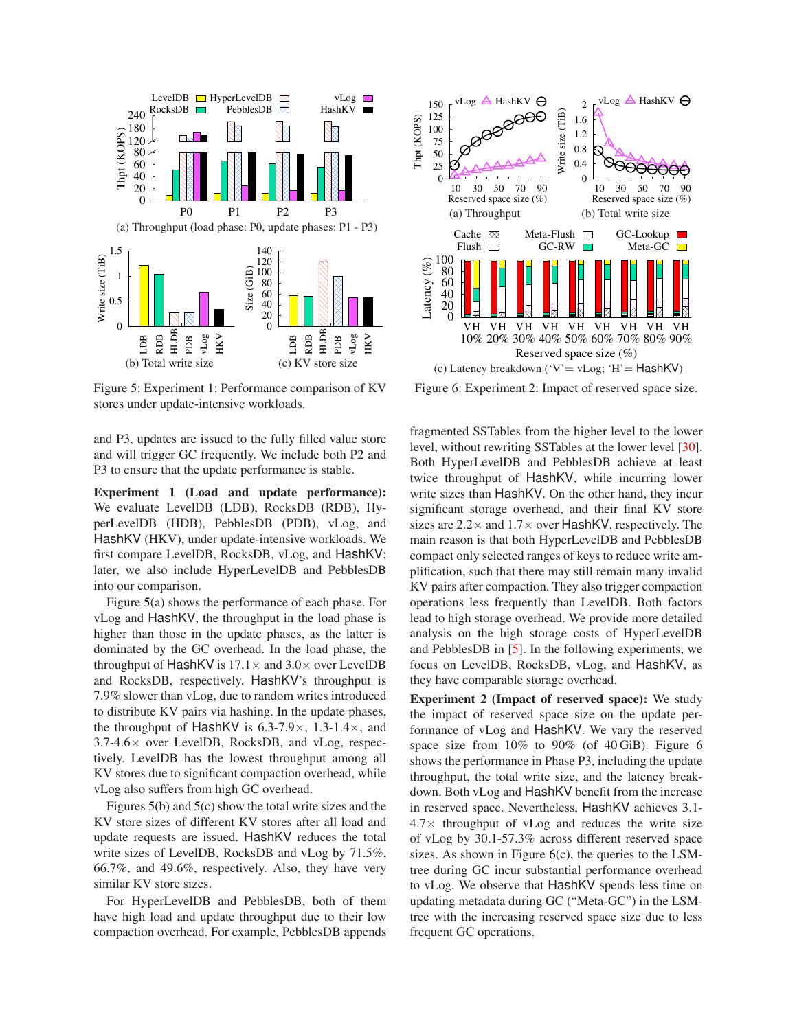LevelDB HyperLevelDB vLog
RocksDB PebblesDB HashKV

Thpt (KOPS)
240
180
120
80
60
40
20
0

P0 P1 P2 P3

(a) Throughput (load phase: P0, update phases: P1 - P3)

Write size (TiB)
1.5
1
0.5
0

LDB RDB HLDB PDB vLog HKV

(b) Total write size

Size (GiB)
140
120
100
80
60
40
20
0

LDB RDB HLDB PDB vLog HKV

(c) KV store size

Figure 5: Experiment 1: Performance comparison of KV stores under update-intensive workloads.

vLog HashKV

Thpt (KOPS)
150
125
100
75
50
25
0

10 30 50 70 90
Reserved space size (%)

(a) Throughput

vLog HashKV

Write size (TiB)
2
1.6
1.2
0.8
0.4
0

10 30 50 70 90
Reserved space size (%)

(b) Total write size

Cache Meta-Flush GC-Lookup
Flush GC-RW Meta-GC

Latency (%)
100
80
60
40
20
0

VH VH VH VH VH VH VH VH VH
10% 20% 30% 40% 50% 60% 70% 80% 90%
Reserved space size (%)

(c) Latency breakdown ('V'= vLog; 'H'= HashKV)

Figure 6: Experiment 2: Impact of reserved space size.

and P3, updates are issued to the fully filled value store and will trigger GC frequently. We include both P2 and P3 to ensure that the update performance is stable.

**Experiment 1 (Load and update performance):** We evaluate LevelDB (LDB), RocksDB (RDB), HyperLevelDB (HDB), PebblesDB (PDB), vLog, and HashKV (HKV), under update-intensive workloads. We first compare LevelDB, RocksDB, vLog, and HashKV; later, we also include HyperLevelDB and PebblesDB into our comparison.

Figure 5(a) shows the performance of each phase. For vLog and HashKV, the throughput in the load phase is higher than those in the update phases, as the latter is dominated by the GC overhead. In the load phase, the throughput of HashKV is 17.1× and 3.0× over LevelDB and RocksDB, respectively. HashKV's throughput is 7.9% slower than vLog, due to random writes introduced to distribute KV pairs via hashing. In the update phases, the throughput of HashKV is 6.3-7.9×, 1.3-1.4×, and 3.7-4.6× over LevelDB, RocksDB, and vLog, respectively. LevelDB has the lowest throughput among all KV stores due to significant compaction overhead, while vLog also suffers from high GC overhead.

Figures 5(b) and 5(c) show the total write sizes and the KV store sizes of different KV stores after all load and update requests are issued. HashKV reduces the total write sizes of LevelDB, RocksDB and vLog by 71.5%, 66.7%, and 49.6%, respectively. Also, they have very similar KV store sizes.

For HyperLevelDB and PebblesDB, both of them have high load and update throughput due to their low compaction overhead. For example, PebblesDB appends fragmented SSTables from the higher level to the lower level, without rewriting SSTables at the lower level [30]. Both HyperLevelDB and PebblesDB achieve at least twice throughput of HashKV, while incurring lower write sizes than HashKV. On the other hand, they incur significant storage overhead, and their final KV store sizes are 2.2× and 1.7× over HashKV, respectively. The main reason is that both HyperLevelDB and PebblesDB compact only selected ranges of keys to reduce write amplification, such that there may still remain many invalid KV pairs after compaction. They also trigger compaction operations less frequently than LevelDB. Both factors lead to high storage overhead. We provide more detailed analysis on the high storage costs of HyperLevelDB and PebblesDB in [5]. In the following experiments, we focus on LevelDB, RocksDB, vLog, and HashKV, as they have comparable storage overhead.

**Experiment 2 (Impact of reserved space):** We study the impact of reserved space size on the update performance of vLog and HashKV. We vary the reserved space size from 10% to 90% (of 40 GiB). Figure 6 shows the performance in Phase P3, including the update throughput, the total write size, and the latency breakdown. Both vLog and HashKV benefit from the increase in reserved space. Nevertheless, HashKV achieves 3.1-4.7× throughput of vLog and reduces the write size of vLog by 30.1-57.3% across different reserved space sizes. As shown in Figure 6(c), the queries to the LSM-tree during GC incur substantial performance overhead to vLog. We observe that HashKV spends less time on updating metadata during GC ("Meta-GC") in the LSM-tree with the increasing reserved space size due to less frequent GC operations.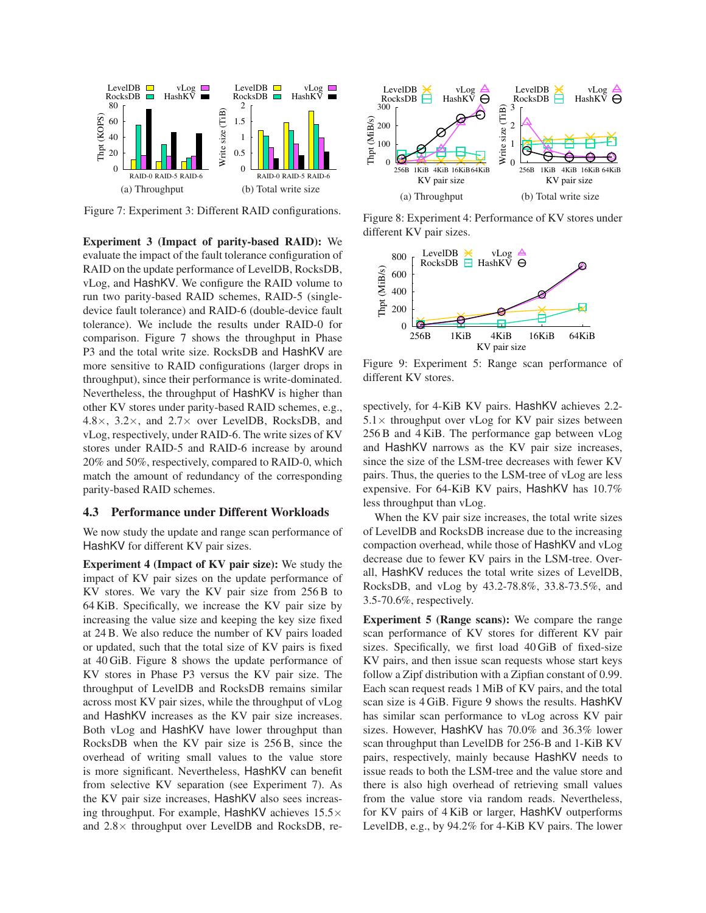LevelDB RocksDB vLog HashKV

Thpt (KOPS)

80 60 40 20 0

RAID-0 RAID-5 RAID-6

(a) Throughput

LevelDB RocksDB vLog HashKV

Write size (TiB)

2 1.5 1 0.5 0

RAID-0 RAID-5 RAID-6

(b) Total write size

Figure 7: Experiment 3: Different RAID configurations.

**Experiment 3 (Impact of parity-based RAID):** We evaluate the impact of the fault tolerance configuration of RAID on the update performance of LevelDB, RocksDB, vLog, and HashKV. We configure the RAID volume to run two parity-based RAID schemes, RAID-5 (single-device fault tolerance) and RAID-6 (double-device fault tolerance). We include the results under RAID-0 for comparison. Figure 7 shows the throughput in Phase P3 and the total write size. RocksDB and HashKV are more sensitive to RAID configurations (larger drops in throughput), since their performance is write-dominated. Nevertheless, the throughput of HashKV is higher than other KV stores under parity-based RAID schemes, e.g., 4.8×, 3.2×, and 2.7× over LevelDB, RocksDB, and vLog, respectively, under RAID-6. The write sizes of KV stores under RAID-5 and RAID-6 increase by around 20% and 50%, respectively, compared to RAID-0, which match the amount of redundancy of the corresponding parity-based RAID schemes.

### 4.3 Performance under Different Workloads

We now study the update and range scan performance of HashKV for different KV pair sizes.

**Experiment 4 (Impact of KV pair size):** We study the impact of KV pair sizes on the update performance of KV stores. We vary the KV pair size from 256 B to 64 KiB. Specifically, we increase the KV pair size by increasing the value size and keeping the key size fixed at 24 B. We also reduce the number of KV pairs loaded or updated, such that the total size of KV pairs is fixed at 40 GiB. Figure 8 shows the update performance of KV stores in Phase P3 versus the KV pair size. The throughput of LevelDB and RocksDB remains similar across most KV pair sizes, while the throughput of vLog and HashKV increases as the KV pair size increases. Both vLog and HashKV have lower throughput than RocksDB when the KV pair size is 256 B, since the overhead of writing small values to the value store is more significant. Nevertheless, HashKV can benefit from selective KV separation (see Experiment 7). As the KV pair size increases, HashKV also sees increasing throughput. For example, HashKV achieves 15.5× and 2.8× throughput over LevelDB and RocksDB, respectively, for 4-KiB KV pairs. HashKV achieves 2.2-5.1× throughput over vLog for KV pair sizes between 256 B and 4 KiB. The performance gap between vLog and HashKV narrows as the KV pair size increases, since the size of the LSM-tree decreases with fewer KV pairs. Thus, the queries to the LSM-tree of vLog are less expensive. For 64-KiB KV pairs, HashKV has 10.7% less throughput than vLog.

LevelDB RocksDB vLog HashKV

Thpt (MiB/s)

300 200 100 0

256B 1KiB 4KiB 16KiB 64KiB

KV pair size

(a) Throughput

LevelDB RocksDB vLog HashKV

Write size (TiB)

3 2 1 0

256B 1KiB 4KiB 16KiB 64KiB

KV pair size

(b) Total write size

Figure 8: Experiment 4: Performance of KV stores under different KV pair sizes.

LevelDB RocksDB vLog HashKV

Thpt (MiB/s)

800 600 400 200 0

256B 1KiB 4KiB 16KiB 64KiB

KV pair size

Figure 9: Experiment 5: Range scan performance of different KV stores.

When the KV pair size increases, the total write sizes of LevelDB and RocksDB increase due to the increasing compaction overhead, while those of HashKV and vLog decrease due to fewer KV pairs in the LSM-tree. Overall, HashKV reduces the total write sizes of LevelDB, RocksDB, and vLog by 43.2-78.8%, 33.8-73.5%, and 3.5-70.6%, respectively.

**Experiment 5 (Range scans):** We compare the range scan performance of KV stores for different KV pair sizes. Specifically, we first load 40 GiB of fixed-size KV pairs, and then issue scan requests whose start keys follow a Zipf distribution with a Zipfian constant of 0.99. Each scan request reads 1 MiB of KV pairs, and the total scan size is 4 GiB. Figure 9 shows the results. HashKV has similar scan performance to vLog across KV pair sizes. However, HashKV has 70.0% and 36.3% lower scan throughput than LevelDB for 256-B and 1-KiB KV pairs, respectively, mainly because HashKV needs to issue reads to both the LSM-tree and the value store and there is also high overhead of retrieving small values from the value store via random reads. Nevertheless, for KV pairs of 4 KiB or larger, HashKV outperforms LevelDB, e.g., by 94.2% for 4-KiB KV pairs. The lower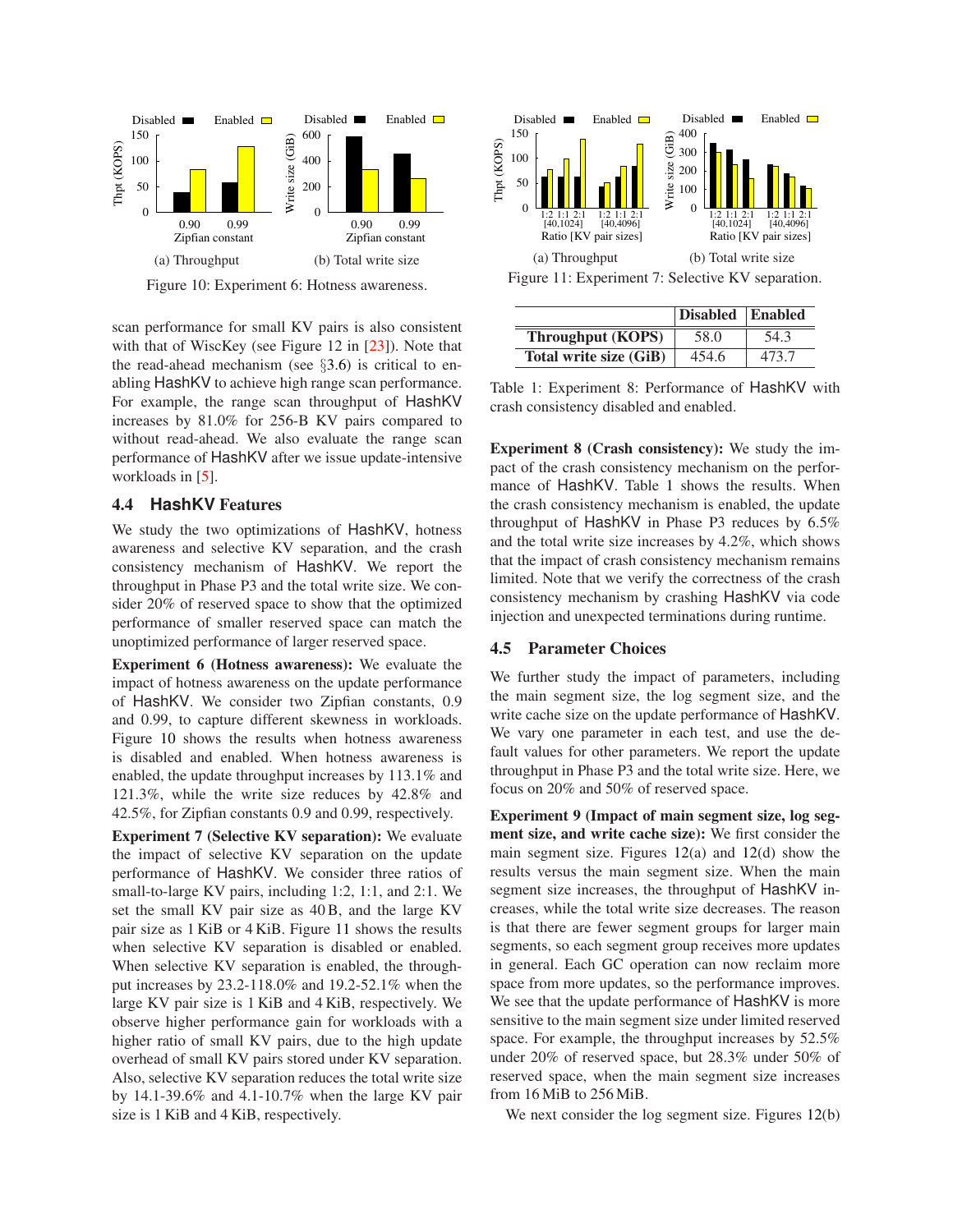Disabled Enabled

Thpt (KOPS)

150
100
50
0

0.90 0.99

Zipfian constant

(a) Throughput

Disabled Enabled

Write size (GiB)

600
400
200
0

0.90 0.99

Zipfian constant

(b) Total write size

Figure 10: Experiment 6: Hotness awareness.

Disabled Enabled

Thpt (KOPS)

150
100
50
0

1:2 1:1 2:1 1:2 1:1 2:1
[40,1024] [40,4096]

Ratio [KV pair sizes]

(a) Throughput

Disabled Enabled

Write size (GiB)

400
300
200
100
0

1:2 1:1 2:1 1:2 1:1 2:1
[40,1024] [40,4096]

Ratio [KV pair sizes]

(b) Total write size

Figure 11: Experiment 7: Selective KV separation.

scan performance for small KV pairs is also consistent with that of WiscKey (see Figure 12 in [23]). Note that the read-ahead mechanism (see §3.6) is critical to enabling HashKV to achieve high range scan performance. For example, the range scan throughput of HashKV increases by 81.0% for 256-B KV pairs compared to without read-ahead. We also evaluate the range scan performance of HashKV after we issue update-intensive workloads in [5].

## 4.4 HashKV Features

We study the two optimizations of HashKV, hotness awareness and selective KV separation, and the crash consistency mechanism of HashKV. We report the throughput in Phase P3 and the total write size. We consider 20% of reserved space to show that the optimized performance of smaller reserved space can match the unoptimized performance of larger reserved space.

**Experiment 6 (Hotness awareness):** We evaluate the impact of hotness awareness on the update performance of HashKV. We consider two Zipfian constants, 0.9 and 0.99, to capture different skewness in workloads. Figure 10 shows the results when hotness awareness is disabled and enabled. When hotness awareness is enabled, the update throughput increases by 113.1% and 121.3%, while the write size reduces by 42.8% and 42.5%, for Zipfian constants 0.9 and 0.99, respectively.

**Experiment 7 (Selective KV separation):** We evaluate the impact of selective KV separation on the update performance of HashKV. We consider three ratios of small-to-large KV pairs, including 1:2, 1:1, and 2:1. We set the small KV pair size as 40 B, and the large KV pair size as 1 KiB or 4 KiB. Figure 11 shows the results when selective KV separation is disabled or enabled. When selective KV separation is enabled, the throughput increases by 23.2-118.0% and 19.2-52.1% when the large KV pair size is 1 KiB and 4 KiB, respectively. We observe higher performance gain for workloads with a higher ratio of small KV pairs, due to the high update overhead of small KV pairs stored under KV separation. Also, selective KV separation reduces the total write size by 14.1-39.6% and 4.1-10.7% when the large KV pair size is 1 KiB and 4 KiB, respectively.

| | Disabled | Enabled |
|---|---|---|
| Throughput (KOPS) | 58.0 | 54.3 |
| Total write size (GiB) | 454.6 | 473.7 |

Table 1: Experiment 8: Performance of HashKV with crash consistency disabled and enabled.

**Experiment 8 (Crash consistency):** We study the impact of the crash consistency mechanism on the performance of HashKV. Table 1 shows the results. When the crash consistency mechanism is enabled, the update throughput of HashKV in Phase P3 reduces by 6.5% and the total write size increases by 4.2%, which shows that the impact of crash consistency mechanism remains limited. Note that we verify the correctness of the crash consistency mechanism by crashing HashKV via code injection and unexpected terminations during runtime.

## 4.5 Parameter Choices

We further study the impact of parameters, including the main segment size, the log segment size, and the write cache size on the update performance of HashKV. We vary one parameter in each test, and use the default values for other parameters. We report the update throughput in Phase P3 and the total write size. Here, we focus on 20% and 50% of reserved space.

**Experiment 9 (Impact of main segment size, log segment size, and write cache size):** We first consider the main segment size. Figures 12(a) and 12(d) show the results versus the main segment size. When the main segment size increases, the throughput of HashKV increases, while the total write size decreases. The reason is that there are fewer segment groups for larger main segments, so each segment group receives more updates in general. Each GC operation can now reclaim more space from more updates, so the performance improves. We see that the update performance of HashKV is more sensitive to the main segment size under limited reserved space. For example, the throughput increases by 52.5% under 20% of reserved space, but 28.3% under 50% of reserved space, when the main segment size increases from 16 MiB to 256 MiB.

We next consider the log segment size. Figures 12(b)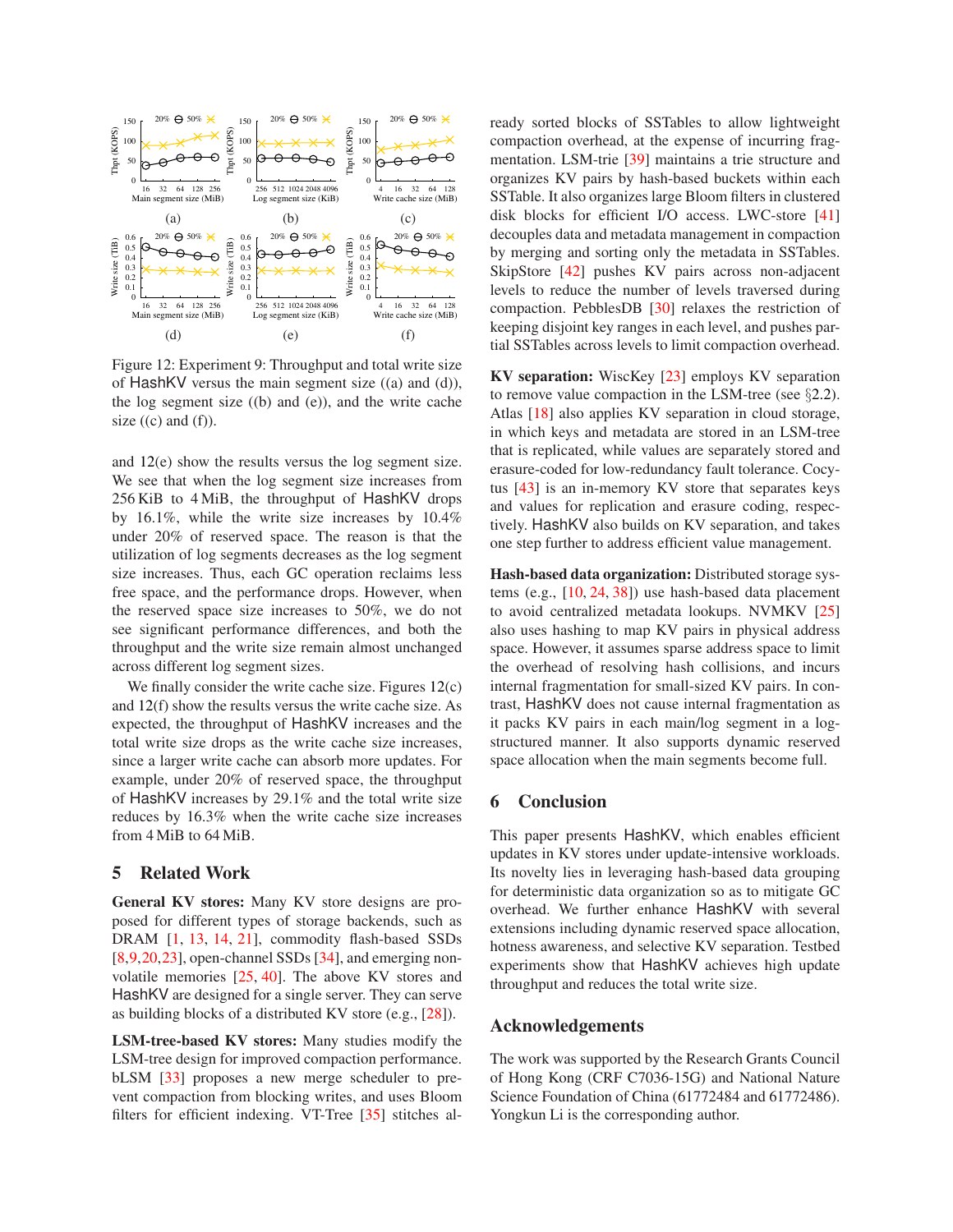150
100
50
0
Thpt (KOPS)
20% 50%
16 32 64 128 256
Main segment size (MiB)

(a)

150
100
50
0
Thpt (KOPS)
20% 50%
256 512 1024 2048 4096
Log segment size (KiB)

(b)

150
100
50
0
Thpt (KOPS)
20% 50%
4 16 32 64 128
Write cache size (MiB)

(c)

0.6
0.5
0.4
0.3
0.2
0.1
0
Write size (TiB)
20% 50%
16 32 64 128 256
Main segment size (MiB)

(d)

0.6
0.5
0.4
0.3
0.2
0.1
0
Write size (TiB)
20% 50%
256 512 1024 2048 4096
Log segment size (KiB)

(e)

0.6
0.5
0.4
0.3
0.2
0.1
0
Write size (TiB)
20% 50%
4 16 32 64 128
Write cache size (MiB)

(f)

Figure 12: Experiment 9: Throughput and total write size of HashKV versus the main segment size ((a) and (d)), the log segment size ((b) and (e)), and the write cache size ((c) and (f)).

and 12(e) show the results versus the log segment size. We see that when the log segment size increases from 256 KiB to 4 MiB, the throughput of HashKV drops by 16.1%, while the write size increases by 10.4% under 20% of reserved space. The reason is that the utilization of log segments decreases as the log segment size increases. Thus, each GC operation reclaims less free space, and the performance drops. However, when the reserved space size increases to 50%, we do not see significant performance differences, and both the throughput and the write size remain almost unchanged across different log segment sizes.

We finally consider the write cache size. Figures 12(c) and 12(f) show the results versus the write cache size. As expected, the throughput of HashKV increases and the total write size drops as the write cache size increases, since a larger write cache can absorb more updates. For example, under 20% of reserved space, the throughput of HashKV increases by 29.1% and the total write size reduces by 16.3% when the write cache size increases from 4 MiB to 64 MiB.

## 5 Related Work

**General KV stores:** Many KV store designs are proposed for different types of storage backends, such as DRAM [1, 13, 14, 21], commodity flash-based SSDs [8,9,20,23], open-channel SSDs [34], and emerging non-volatile memories [25, 40]. The above KV stores and HashKV are designed for a single server. They can serve as building blocks of a distributed KV store (e.g., [28]).

**LSM-tree-based KV stores:** Many studies modify the LSM-tree design for improved compaction performance. bLSM [33] proposes a new merge scheduler to prevent compaction from blocking writes, and uses Bloom filters for efficient indexing. VT-Tree [35] stitches already sorted blocks of SSTables to allow lightweight compaction overhead, at the expense of incurring fragmentation. LSM-trie [39] maintains a trie structure and organizes KV pairs by hash-based buckets within each SSTable. It also organizes large Bloom filters in clustered disk blocks for efficient I/O access. LWC-store [41] decouples data and metadata management in compaction by merging and sorting only the metadata in SSTables. SkipStore [42] pushes KV pairs across non-adjacent levels to reduce the number of levels traversed during compaction. PebblesDB [30] relaxes the restriction of keeping disjoint key ranges in each level, and pushes partial SSTables across levels to limit compaction overhead.

**KV separation:** WiscKey [23] employs KV separation to remove value compaction in the LSM-tree (see §2.2). Atlas [18] also applies KV separation in cloud storage, in which keys and metadata are stored in an LSM-tree that is replicated, while values are separately stored and erasure-coded for low-redundancy fault tolerance. Cocytus [43] is an in-memory KV store that separates keys and values for replication and erasure coding, respectively. HashKV also builds on KV separation, and takes one step further to address efficient value management.

**Hash-based data organization:** Distributed storage systems (e.g., [10, 24, 38]) use hash-based data placement to avoid centralized metadata lookups. NVMKV [25] also uses hashing to map KV pairs in physical address space. However, it assumes sparse address space to limit the overhead of resolving hash collisions, and incurs internal fragmentation for small-sized KV pairs. In contrast, HashKV does not cause internal fragmentation as it packs KV pairs in each main/log segment in a log-structured manner. It also supports dynamic reserved space allocation when the main segments become full.

## 6 Conclusion

This paper presents HashKV, which enables efficient updates in KV stores under update-intensive workloads. Its novelty lies in leveraging hash-based data grouping for deterministic data organization so as to mitigate GC overhead. We further enhance HashKV with several extensions including dynamic reserved space allocation, hotness awareness, and selective KV separation. Testbed experiments show that HashKV achieves high update throughput and reduces the total write size.

## Acknowledgements

The work was supported by the Research Grants Council of Hong Kong (CRF C7036-15G) and National Nature Science Foundation of China (61772484 and 61772486). Yongkun Li is the corresponding author.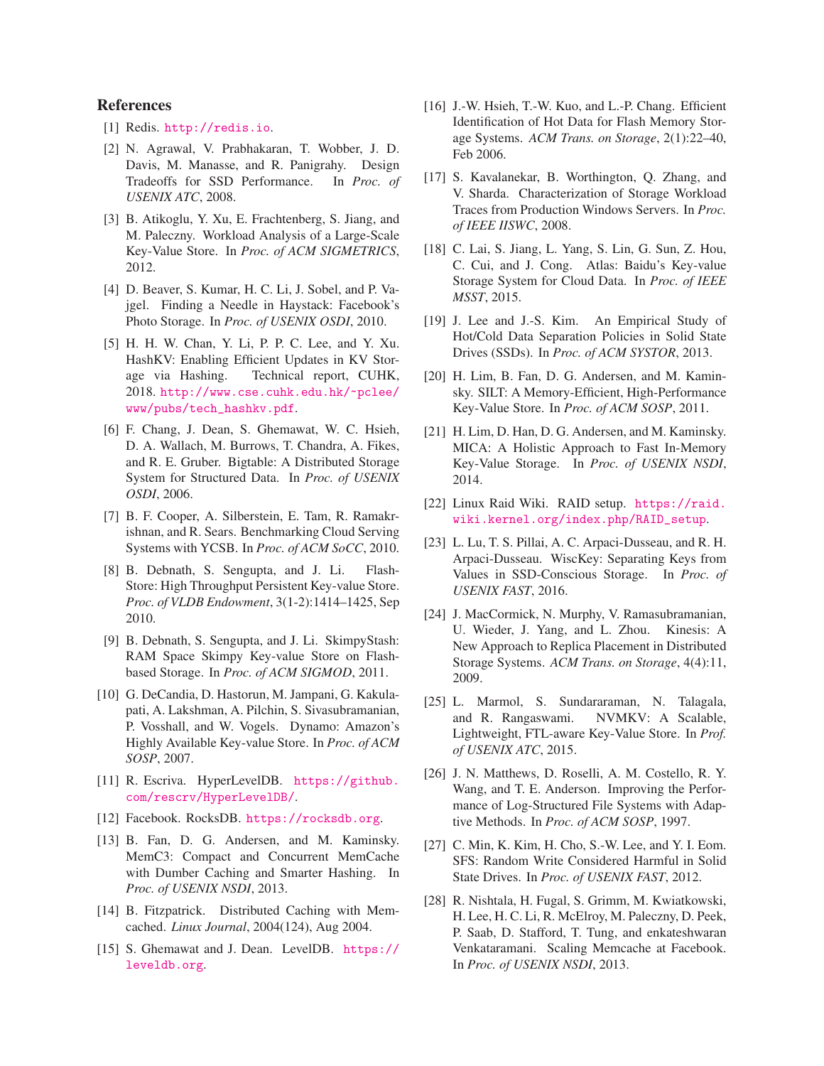## References

[1] Redis. http://redis.io.

[2] N. Agrawal, V. Prabhakaran, T. Wobber, J. D. Davis, M. Manasse, and R. Panigrahy. Design Tradeoffs for SSD Performance. In *Proc. of USENIX ATC*, 2008.

[3] B. Atikoglu, Y. Xu, E. Frachtenberg, S. Jiang, and M. Paleczny. Workload Analysis of a Large-Scale Key-Value Store. In *Proc. of ACM SIGMETRICS*, 2012.

[4] D. Beaver, S. Kumar, H. C. Li, J. Sobel, and P. Vajgel. Finding a Needle in Haystack: Facebook's Photo Storage. In *Proc. of USENIX OSDI*, 2010.

[5] H. H. W. Chan, Y. Li, P. P. C. Lee, and Y. Xu. HashKV: Enabling Efficient Updates in KV Storage via Hashing. Technical report, CUHK, 2018. http://www.cse.cuhk.edu.hk/~pclee/www/pubs/tech_hashkv.pdf.

[6] F. Chang, J. Dean, S. Ghemawat, W. C. Hsieh, D. A. Wallach, M. Burrows, T. Chandra, A. Fikes, and R. E. Gruber. Bigtable: A Distributed Storage System for Structured Data. In *Proc. of USENIX OSDI*, 2006.

[7] B. F. Cooper, A. Silberstein, E. Tam, R. Ramakrishnan, and R. Sears. Benchmarking Cloud Serving Systems with YCSB. In *Proc. of ACM SoCC*, 2010.

[8] B. Debnath, S. Sengupta, and J. Li. FlashStore: High Throughput Persistent Key-value Store. *Proc. of VLDB Endowment*, 3(1-2):1414–1425, Sep 2010.

[9] B. Debnath, S. Sengupta, and J. Li. SkimpyStash: RAM Space Skimpy Key-value Store on Flash-based Storage. In *Proc. of ACM SIGMOD*, 2011.

[10] G. DeCandia, D. Hastorun, M. Jampani, G. Kakulapati, A. Lakshman, A. Pilchin, S. Sivasubramanian, P. Vosshall, and W. Vogels. Dynamo: Amazon's Highly Available Key-value Store. In *Proc. of ACM SOSP*, 2007.

[11] R. Escriva. HyperLevelDB. https://github.com/rescrv/HyperLevelDB/.

[12] Facebook. RocksDB. https://rocksdb.org.

[13] B. Fan, D. G. Andersen, and M. Kaminsky. MemC3: Compact and Concurrent MemCache with Dumber Caching and Smarter Hashing. In *Proc. of USENIX NSDI*, 2013.

[14] B. Fitzpatrick. Distributed Caching with Memcached. *Linux Journal*, 2004(124), Aug 2004.

[15] S. Ghemawat and J. Dean. LevelDB. https://leveldb.org.

[16] J.-W. Hsieh, T.-W. Kuo, and L.-P. Chang. Efficient Identification of Hot Data for Flash Memory Storage Systems. *ACM Trans. on Storage*, 2(1):22–40, Feb 2006.

[17] S. Kavalanekar, B. Worthington, Q. Zhang, and V. Sharda. Characterization of Storage Workload Traces from Production Windows Servers. In *Proc. of IEEE IISWC*, 2008.

[18] C. Lai, S. Jiang, L. Yang, S. Lin, G. Sun, Z. Hou, C. Cui, and J. Cong. Atlas: Baidu's Key-value Storage System for Cloud Data. In *Proc. of IEEE MSST*, 2015.

[19] J. Lee and J.-S. Kim. An Empirical Study of Hot/Cold Data Separation Policies in Solid State Drives (SSDs). In *Proc. of ACM SYSTOR*, 2013.

[20] H. Lim, B. Fan, D. G. Andersen, and M. Kaminsky. SILT: A Memory-Efficient, High-Performance Key-Value Store. In *Proc. of ACM SOSP*, 2011.

[21] H. Lim, D. Han, D. G. Andersen, and M. Kaminsky. MICA: A Holistic Approach to Fast In-Memory Key-Value Storage. In *Proc. of USENIX NSDI*, 2014.

[22] Linux Raid Wiki. RAID setup. https://raid.wiki.kernel.org/index.php/RAID_setup.

[23] L. Lu, T. S. Pillai, A. C. Arpaci-Dusseau, and R. H. Arpaci-Dusseau. WiscKey: Separating Keys from Values in SSD-Conscious Storage. In *Proc. of USENIX FAST*, 2016.

[24] J. MacCormick, N. Murphy, V. Ramasubramanian, U. Wieder, J. Yang, and L. Zhou. Kinesis: A New Approach to Replica Placement in Distributed Storage Systems. *ACM Trans. on Storage*, 4(4):11, 2009.

[25] L. Marmol, S. Sundararaman, N. Talagala, and R. Rangaswami. NVMKV: A Scalable, Lightweight, FTL-aware Key-Value Store. In *Prof. of USENIX ATC*, 2015.

[26] J. N. Matthews, D. Roselli, A. M. Costello, R. Y. Wang, and T. E. Anderson. Improving the Performance of Log-Structured File Systems with Adaptive Methods. In *Proc. of ACM SOSP*, 1997.

[27] C. Min, K. Kim, H. Cho, S.-W. Lee, and Y. I. Eom. SFS: Random Write Considered Harmful in Solid State Drives. In *Proc. of USENIX FAST*, 2012.

[28] R. Nishtala, H. Fugal, S. Grimm, M. Kwiatkowski, H. Lee, H. C. Li, R. McElroy, M. Paleczny, D. Peek, P. Saab, D. Stafford, T. Tung, and enkateshwaran Venkataramani. Scaling Memcache at Facebook. In *Proc. of USENIX NSDI*, 2013.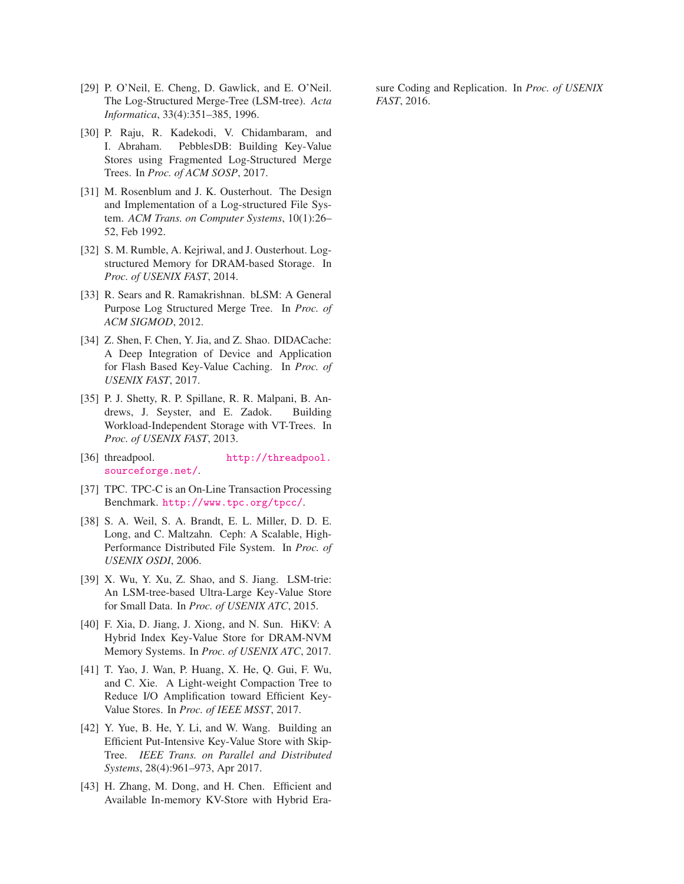[29] P. O'Neil, E. Cheng, D. Gawlick, and E. O'Neil. The Log-Structured Merge-Tree (LSM-tree). *Acta Informatica*, 33(4):351–385, 1996.

[30] P. Raju, R. Kadekodi, V. Chidambaram, and I. Abraham. PebblesDB: Building Key-Value Stores using Fragmented Log-Structured Merge Trees. In *Proc. of ACM SOSP*, 2017.

[31] M. Rosenblum and J. K. Ousterhout. The Design and Implementation of a Log-structured File System. *ACM Trans. on Computer Systems*, 10(1):26–52, Feb 1992.

[32] S. M. Rumble, A. Kejriwal, and J. Ousterhout. Log-structured Memory for DRAM-based Storage. In *Proc. of USENIX FAST*, 2014.

[33] R. Sears and R. Ramakrishnan. bLSM: A General Purpose Log Structured Merge Tree. In *Proc. of ACM SIGMOD*, 2012.

[34] Z. Shen, F. Chen, Y. Jia, and Z. Shao. DIDACache: A Deep Integration of Device and Application for Flash Based Key-Value Caching. In *Proc. of USENIX FAST*, 2017.

[35] P. J. Shetty, R. P. Spillane, R. R. Malpani, B. Andrews, J. Seyster, and E. Zadok. Building Workload-Independent Storage with VT-Trees. In *Proc. of USENIX FAST*, 2013.

[36] threadpool. http://threadpool.sourceforge.net/.

[37] TPC. TPC-C is an On-Line Transaction Processing Benchmark. http://www.tpc.org/tpcc/.

[38] S. A. Weil, S. A. Brandt, E. L. Miller, D. D. E. Long, and C. Maltzahn. Ceph: A Scalable, High-Performance Distributed File System. In *Proc. of USENIX OSDI*, 2006.

[39] X. Wu, Y. Xu, Z. Shao, and S. Jiang. LSM-trie: An LSM-tree-based Ultra-Large Key-Value Store for Small Data. In *Proc. of USENIX ATC*, 2015.

[40] F. Xia, D. Jiang, J. Xiong, and N. Sun. HiKV: A Hybrid Index Key-Value Store for DRAM-NVM Memory Systems. In *Proc. of USENIX ATC*, 2017.

[41] T. Yao, J. Wan, P. Huang, X. He, Q. Gui, F. Wu, and C. Xie. A Light-weight Compaction Tree to Reduce I/O Amplification toward Efficient Key-Value Stores. In *Proc. of IEEE MSST*, 2017.

[42] Y. Yue, B. He, Y. Li, and W. Wang. Building an Efficient Put-Intensive Key-Value Store with Skip-Tree. *IEEE Trans. on Parallel and Distributed Systems*, 28(4):961–973, Apr 2017.

[43] H. Zhang, M. Dong, and H. Chen. Efficient and Available In-memory KV-Store with Hybrid Erasure Coding and Replication. In *Proc. of USENIX FAST*, 2016.